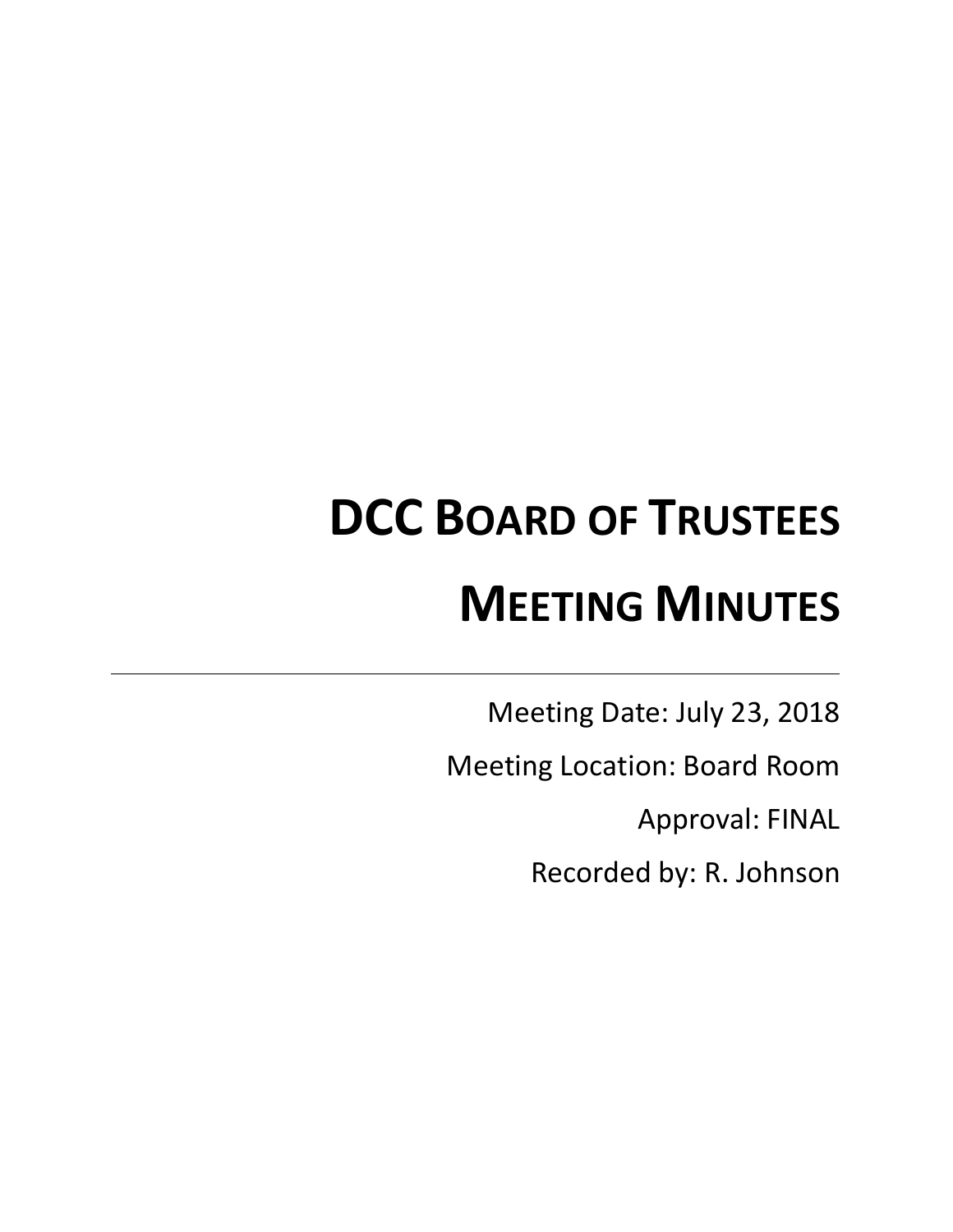# DCC Board of Trustees

# Meeting Minutes

---

Meeting Date: July 23, 2018

Meeting Location: Board Room

Approval: FINAL

Recorded by: R. Johnson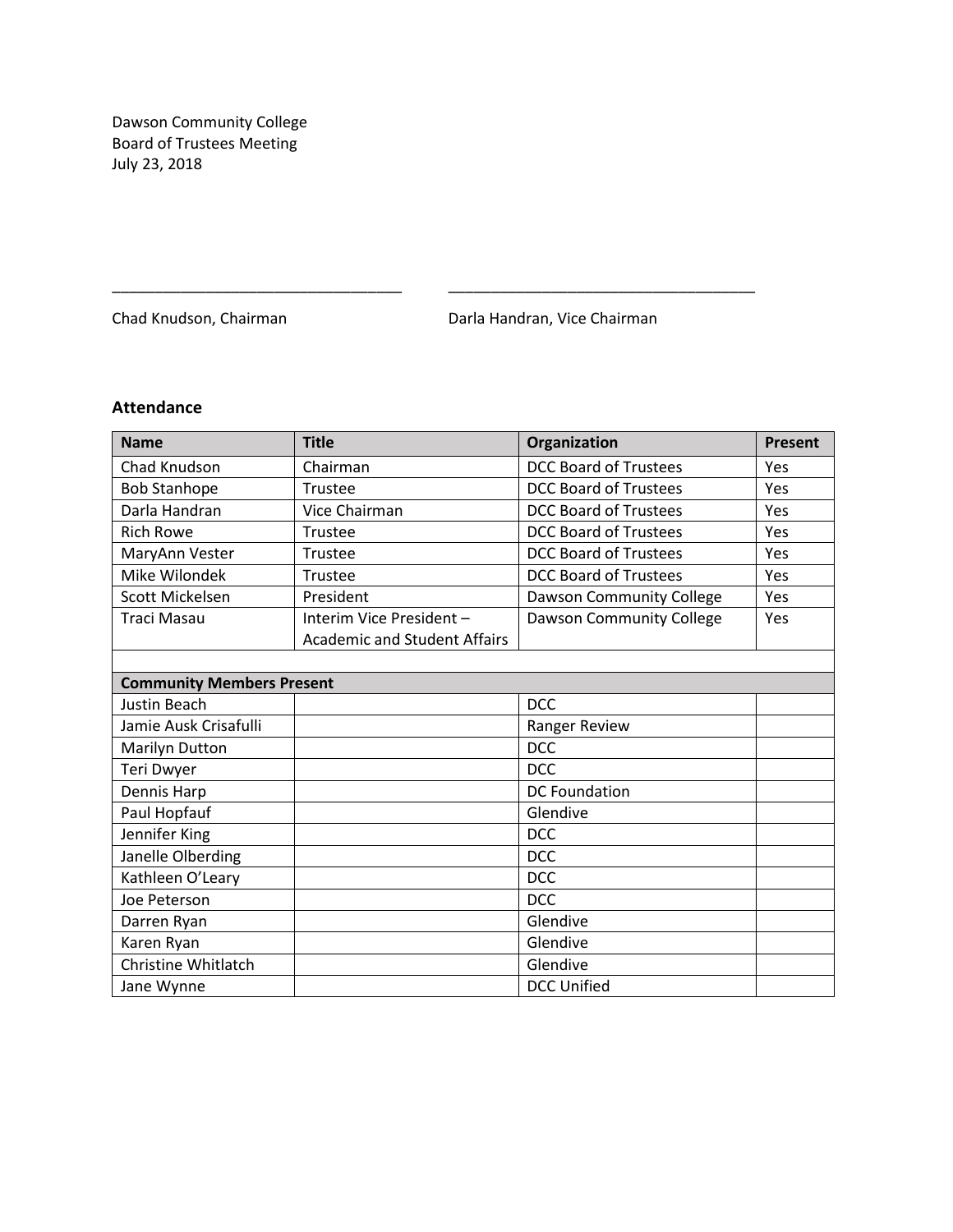Dawson Community College
Board of Trustees Meeting
July 23, 2018

\_\_\_\_\_\_\_\_\_\_\_\_\_\_\_\_\_\_\_\_\_\_\_\_\_\_\_\_\_\_\_\_\_\_ \_\_\_\_\_\_\_\_\_\_\_\_\_\_\_\_\_\_\_\_\_\_\_\_\_\_\_\_\_\_\_\_\_\_\_\_

Chad Knudson, Chairman Darla Handran, Vice Chairman

### Attendance

| Name | Title | Organization | Present |
|---|---|---|---|
| Chad Knudson | Chairman | DCC Board of Trustees | Yes |
| Bob Stanhope | Trustee | DCC Board of Trustees | Yes |
| Darla Handran | Vice Chairman | DCC Board of Trustees | Yes |
| Rich Rowe | Trustee | DCC Board of Trustees | Yes |
| MaryAnn Vester | Trustee | DCC Board of Trustees | Yes |
| Mike Wilondek | Trustee | DCC Board of Trustees | Yes |
| Scott Mickelsen | President | Dawson Community College | Yes |
| Traci Masau | Interim Vice President – Academic and Student Affairs | Dawson Community College | Yes |
| | | | |
| **Community Members Present** | | | |
| Justin Beach | | DCC | |
| Jamie Ausk Crisafulli | | Ranger Review | |
| Marilyn Dutton | | DCC | |
| Teri Dwyer | | DCC | |
| Dennis Harp | | DC Foundation | |
| Paul Hopfauf | | Glendive | |
| Jennifer King | | DCC | |
| Janelle Olberding | | DCC | |
| Kathleen O'Leary | | DCC | |
| Joe Peterson | | DCC | |
| Darren Ryan | | Glendive | |
| Karen Ryan | | Glendive | |
| Christine Whitlatch | | Glendive | |
| Jane Wynne | | DCC Unified | |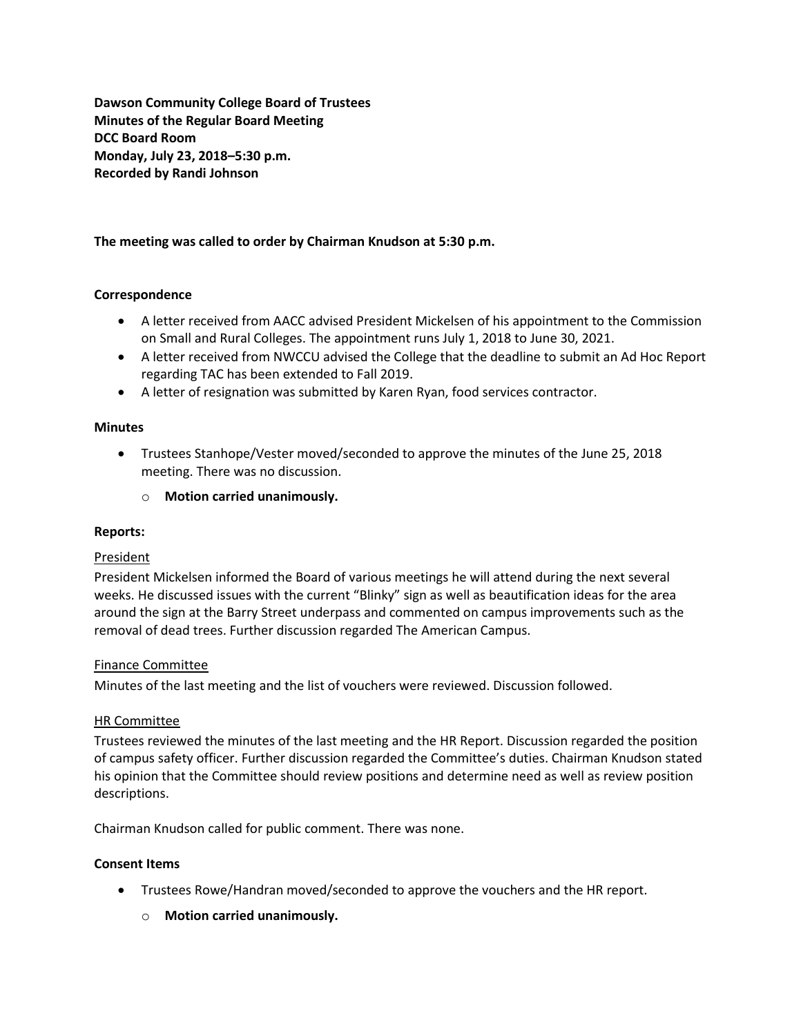**Dawson Community College Board of Trustees**
**Minutes of the Regular Board Meeting**
**DCC Board Room**
**Monday, July 23, 2018–5:30 p.m.**
**Recorded by Randi Johnson**

**The meeting was called to order by Chairman Knudson at 5:30 p.m.**

**Correspondence**

- A letter received from AACC advised President Mickelsen of his appointment to the Commission on Small and Rural Colleges. The appointment runs July 1, 2018 to June 30, 2021.
- A letter received from NWCCU advised the College that the deadline to submit an Ad Hoc Report regarding TAC has been extended to Fall 2019.
- A letter of resignation was submitted by Karen Ryan, food services contractor.

**Minutes**

- Trustees Stanhope/Vester moved/seconded to approve the minutes of the June 25, 2018 meeting. There was no discussion.
    - **Motion carried unanimously.**

**Reports:**

President

President Mickelsen informed the Board of various meetings he will attend during the next several weeks. He discussed issues with the current "Blinky" sign as well as beautification ideas for the area around the sign at the Barry Street underpass and commented on campus improvements such as the removal of dead trees. Further discussion regarded The American Campus.

Finance Committee

Minutes of the last meeting and the list of vouchers were reviewed. Discussion followed.

HR Committee

Trustees reviewed the minutes of the last meeting and the HR Report. Discussion regarded the position of campus safety officer. Further discussion regarded the Committee's duties. Chairman Knudson stated his opinion that the Committee should review positions and determine need as well as review position descriptions.

Chairman Knudson called for public comment. There was none.

**Consent Items**

- Trustees Rowe/Handran moved/seconded to approve the vouchers and the HR report.
    - **Motion carried unanimously.**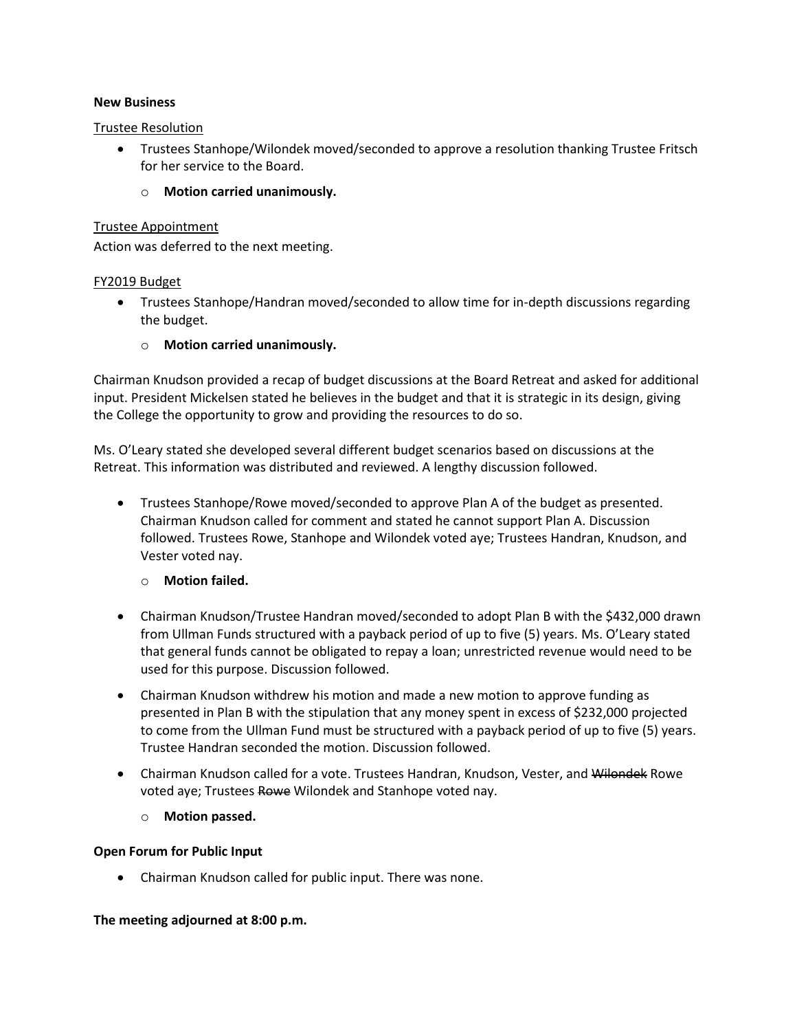**New Business**

Trustee Resolution

- Trustees Stanhope/Wilondek moved/seconded to approve a resolution thanking Trustee Fritsch for her service to the Board.
  - **Motion carried unanimously.**

Trustee Appointment

Action was deferred to the next meeting.

FY2019 Budget

- Trustees Stanhope/Handran moved/seconded to allow time for in-depth discussions regarding the budget.
  - **Motion carried unanimously.**

Chairman Knudson provided a recap of budget discussions at the Board Retreat and asked for additional input. President Mickelsen stated he believes in the budget and that it is strategic in its design, giving the College the opportunity to grow and providing the resources to do so.

Ms. O'Leary stated she developed several different budget scenarios based on discussions at the Retreat. This information was distributed and reviewed. A lengthy discussion followed.

- Trustees Stanhope/Rowe moved/seconded to approve Plan A of the budget as presented. Chairman Knudson called for comment and stated he cannot support Plan A. Discussion followed. Trustees Rowe, Stanhope and Wilondek voted aye; Trustees Handran, Knudson, and Vester voted nay.
  - **Motion failed.**
- Chairman Knudson/Trustee Handran moved/seconded to adopt Plan B with the $432,000 drawn from Ullman Funds structured with a payback period of up to five (5) years. Ms. O'Leary stated that general funds cannot be obligated to repay a loan; unrestricted revenue would need to be used for this purpose. Discussion followed.
- Chairman Knudson withdrew his motion and made a new motion to approve funding as presented in Plan B with the stipulation that any money spent in excess of $232,000 projected to come from the Ullman Fund must be structured with a payback period of up to five (5) years. Trustee Handran seconded the motion. Discussion followed.
- Chairman Knudson called for a vote. Trustees Handran, Knudson, Vester, and ~~Wilondek~~ Rowe voted aye; Trustees ~~Rowe~~ Wilondek and Stanhope voted nay.
  - **Motion passed.**

**Open Forum for Public Input**

- Chairman Knudson called for public input. There was none.

**The meeting adjourned at 8:00 p.m.**